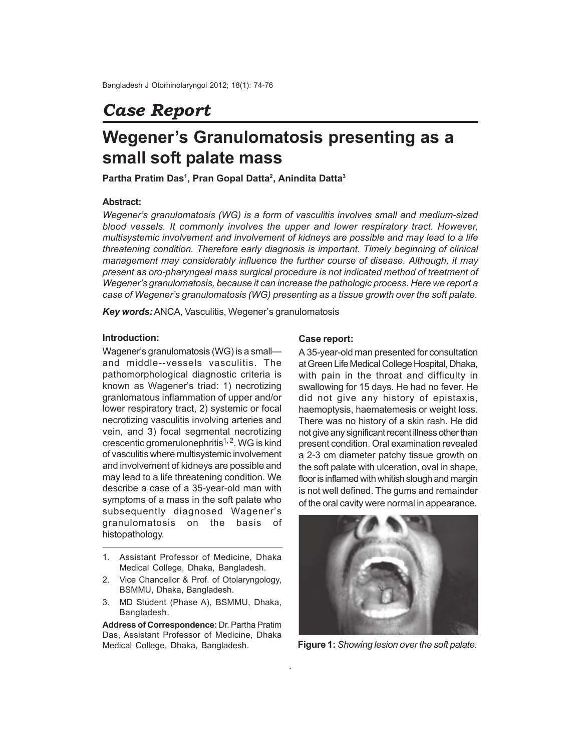# *Case Report*

# Wegener's Granulomatosis presenting as a small soft palate mass

**Partha Pratim Das[1], Pran Gopal Datta[2], Anindita Datta[3]**

### Abstract:

*Wegener's granulomatosis (WG) is a form of vasculitis involves small and medium-sized blood vessels. It commonly involves the upper and lower respiratory tract. However, multisystemic involvement and involvement of kidneys are possible and may lead to a life threatening condition. Therefore early diagnosis is important. Timely beginning of clinical management may considerably influence the further course of disease. Although, it may present as oro-pharyngeal mass surgical procedure is not indicated method of treatment of Wegener's granulomatosis, because it can increase the pathologic process. Here we report a case of Wegener's granulomatosis (WG) presenting as a tissue growth over the soft palate.*

***Key words:*** ANCA, Vasculitis, Wegener's granulomatosis

### Introduction:

Wagener's granulomatosis (WG) is a small— and middle--vessels vasculitis. The pathomorphological diagnostic criteria is known as Wagener's triad: 1) necrotizing granlomatous inflammation of upper and/or lower respiratory tract, 2) systemic or focal necrotizing vasculitis involving arteries and vein, and 3) focal segmental necrotizing crescentic gromerulonephritis[1, 2]. WG is kind of vasculitis where multisystemic involvement and involvement of kidneys are possible and may lead to a life threatening condition. We describe a case of a 35-year-old man with symptoms of a mass in the soft palate who subsequently diagnosed Wagener's granulomatosis on the basis of histopathology.

1. Assistant Professor of Medicine, Dhaka Medical College, Dhaka, Bangladesh.
2. Vice Chancellor & Prof. of Otolaryngology, BSMMU, Dhaka, Bangladesh.
3. MD Student (Phase A), BSMMU, Dhaka, Bangladesh.

**Address of Correspondence:** Dr. Partha Pratim Das, Assistant Professor of Medicine, Dhaka Medical College, Dhaka, Bangladesh.

### Case report:

A 35-year-old man presented for consultation at Green Life Medical College Hospital, Dhaka, with pain in the throat and difficulty in swallowing for 15 days. He had no fever. He did not give any history of epistaxis, haemoptysis, haematemesis or weight loss. There was no history of a skin rash. He did not give any significant recent illness other than present condition. Oral examination revealed a 2-3 cm diameter patchy tissue growth on the soft palate with ulceration, oval in shape, floor is inflamed with whitish slough and margin is not well defined. The gums and remainder of the oral cavity were normal in appearance.

**Figure 1:** *Showing lesion over the soft palate.*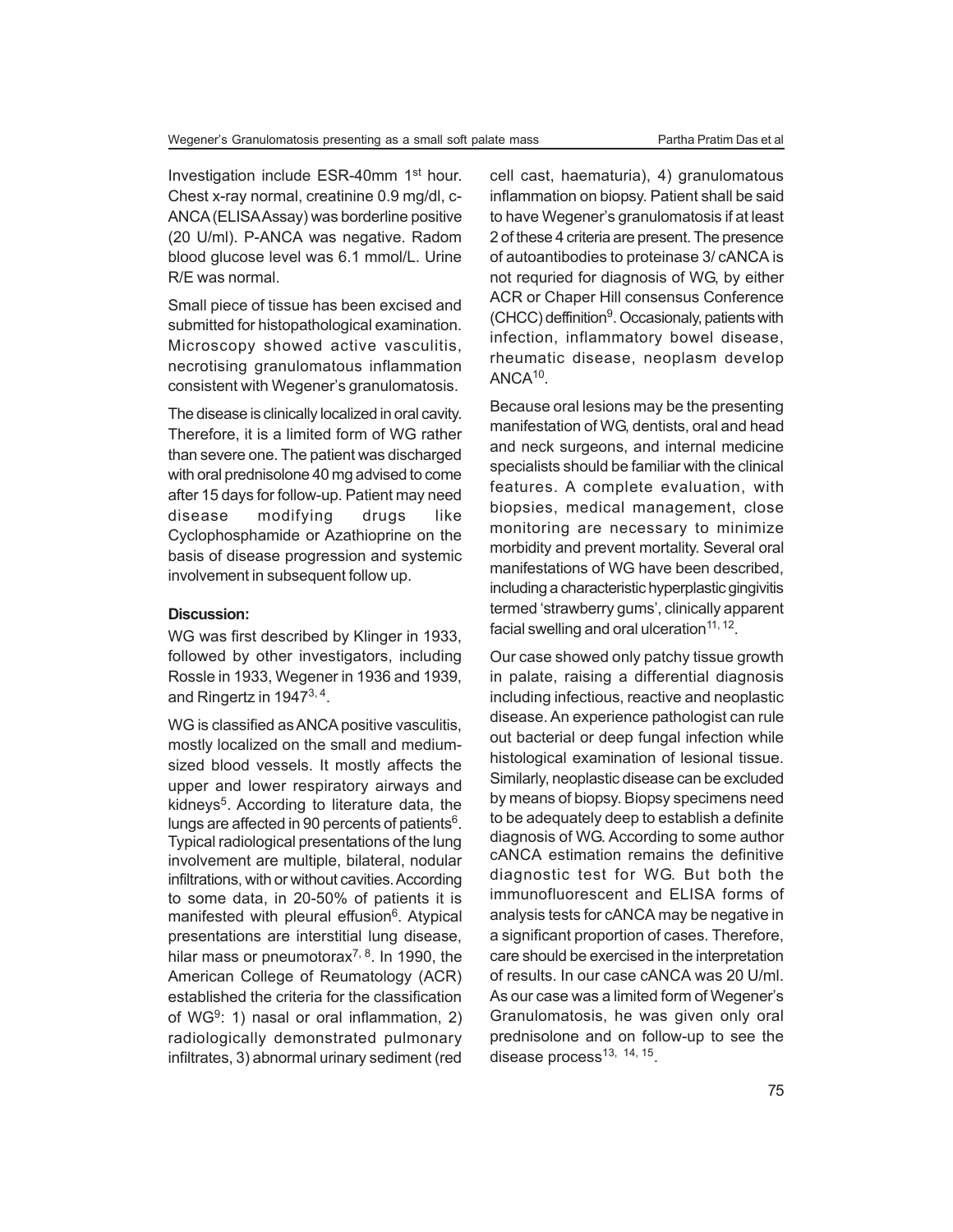Investigation include ESR-40mm 1st hour. Chest x-ray normal, creatinine 0.9 mg/dl, c-ANCA (ELISA Assay) was borderline positive (20 U/ml). P-ANCA was negative. Radom blood glucose level was 6.1 mmol/L. Urine R/E was normal.

Small piece of tissue has been excised and submitted for histopathological examination. Microscopy showed active vasculitis, necrotising granulomatous inflammation consistent with Wegener's granulomatosis.

The disease is clinically localized in oral cavity. Therefore, it is a limited form of WG rather than severe one. The patient was discharged with oral prednisolone 40 mg advised to come after 15 days for follow-up. Patient may need disease modifying drugs like Cyclophosphamide or Azathioprine on the basis of disease progression and systemic involvement in subsequent follow up.

**Discussion:**

WG was first described by Klinger in 1933, followed by other investigators, including Rossle in 1933, Wegener in 1936 and 1939, and Ringertz in 1947[3, 4].

WG is classified as ANCA positive vasculitis, mostly localized on the small and medium-sized blood vessels. It mostly affects the upper and lower respiratory airways and kidneys[5]. According to literature data, the lungs are affected in 90 percents of patients[6]. Typical radiological presentations of the lung involvement are multiple, bilateral, nodular infiltrations, with or without cavities. According to some data, in 20-50% of patients it is manifested with pleural effusion[6]. Atypical presentations are interstitial lung disease, hilar mass or pneumotorax[7, 8]. In 1990, the American College of Reumatology (ACR) established the criteria for the classification of WG[9]: 1) nasal or oral inflammation, 2) radiologically demonstrated pulmonary infiltrates, 3) abnormal urinary sediment (red cell cast, haematuria), 4) granulomatous inflammation on biopsy. Patient shall be said to have Wegener's granulomatosis if at least 2 of these 4 criteria are present. The presence of autoantibodies to proteinase 3/ cANCA is not requried for diagnosis of WG, by either ACR or Chaper Hill consensus Conference (CHCC) deffinition[9]. Occasionaly, patients with infection, inflammatory bowel disease, rheumatic disease, neoplasm develop ANCA[10].

Because oral lesions may be the presenting manifestation of WG, dentists, oral and head and neck surgeons, and internal medicine specialists should be familiar with the clinical features. A complete evaluation, with biopsies, medical management, close monitoring are necessary to minimize morbidity and prevent mortality. Several oral manifestations of WG have been described, including a characteristic hyperplastic gingivitis termed 'strawberry gums', clinically apparent facial swelling and oral ulceration[11, 12].

Our case showed only patchy tissue growth in palate, raising a differential diagnosis including infectious, reactive and neoplastic disease. An experience pathologist can rule out bacterial or deep fungal infection while histological examination of lesional tissue. Similarly, neoplastic disease can be excluded by means of biopsy. Biopsy specimens need to be adequately deep to establish a definite diagnosis of WG. According to some author cANCA estimation remains the definitive diagnostic test for WG. But both the immunofluorescent and ELISA forms of analysis tests for cANCA may be negative in a significant proportion of cases. Therefore, care should be exercised in the interpretation of results. In our case cANCA was 20 U/ml. As our case was a limited form of Wegener's Granulomatosis, he was given only oral prednisolone and on follow-up to see the disease process[13, 14, 15].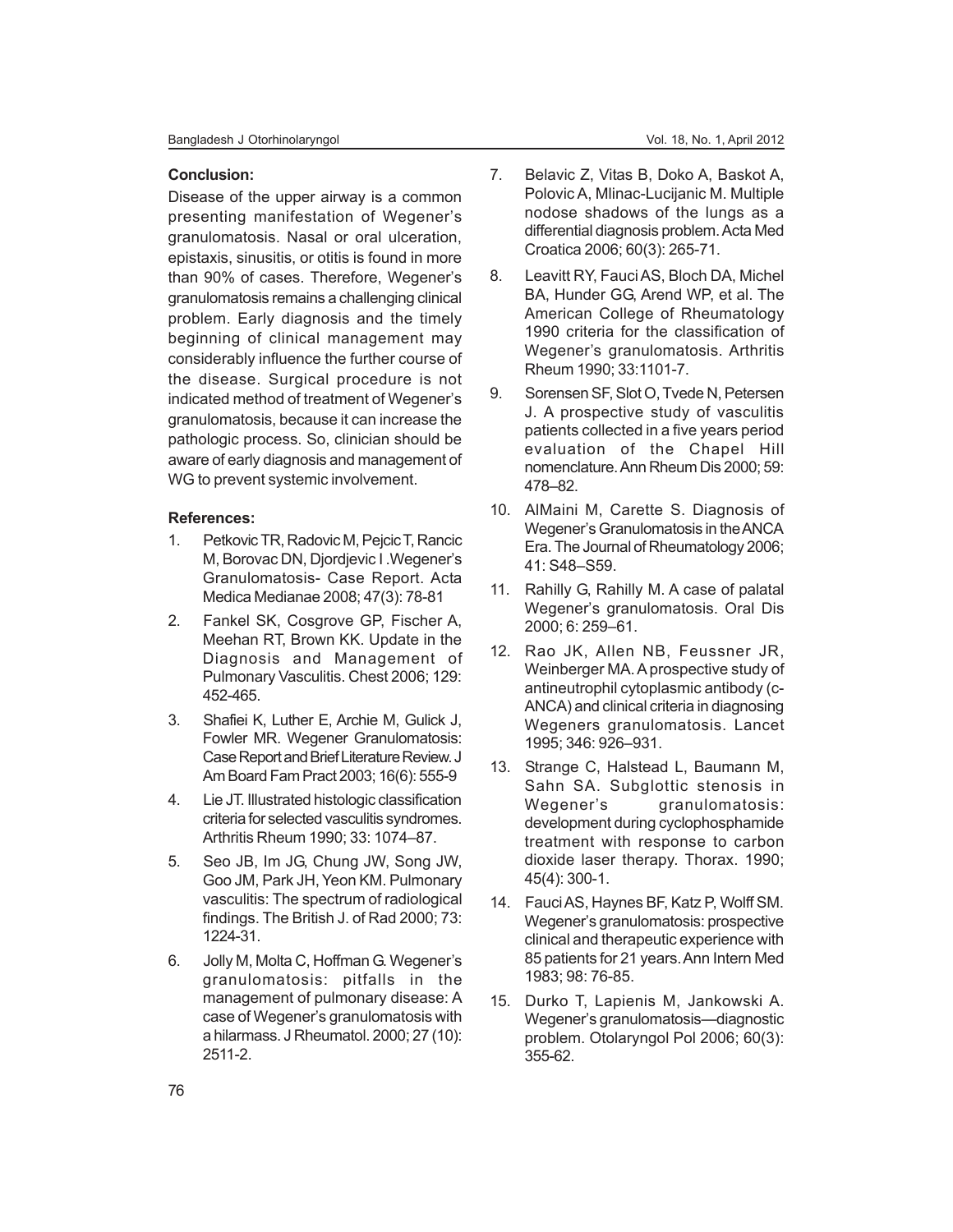**Conclusion:**

Disease of the upper airway is a common presenting manifestation of Wegener's granulomatosis. Nasal or oral ulceration, epistaxis, sinusitis, or otitis is found in more than 90% of cases. Therefore, Wegener's granulomatosis remains a challenging clinical problem. Early diagnosis and the timely beginning of clinical management may considerably influence the further course of the disease. Surgical procedure is not indicated method of treatment of Wegener's granulomatosis, because it can increase the pathologic process. So, clinician should be aware of early diagnosis and management of WG to prevent systemic involvement.

**References:**

1. Petkovic TR, Radovic M, Pejcic T, Rancic M, Borovac DN, Djordjevic I .Wegener's Granulomatosis- Case Report. Acta Medica Medianae 2008; 47(3): 78-81
2. Fankel SK, Cosgrove GP, Fischer A, Meehan RT, Brown KK. Update in the Diagnosis and Management of Pulmonary Vasculitis. Chest 2006; 129: 452-465.
3. Shafiei K, Luther E, Archie M, Gulick J, Fowler MR. Wegener Granulomatosis: Case Report and Brief Literature Review. J Am Board Fam Pract 2003; 16(6): 555-9
4. Lie JT. Illustrated histologic classification criteria for selected vasculitis syndromes. Arthritis Rheum 1990; 33: 1074–87.
5. Seo JB, Im JG, Chung JW, Song JW, Goo JM, Park JH, Yeon KM. Pulmonary vasculitis: The spectrum of radiological findings. The British J. of Rad 2000; 73: 1224-31.
6. Jolly M, Molta C, Hoffman G. Wegener's granulomatosis: pitfalls in the management of pulmonary disease: A case of Wegener's granulomatosis with a hilarmass. J Rheumatol. 2000; 27 (10): 2511-2.
7. Belavic Z, Vitas B, Doko A, Baskot A, Polovic A, Mlinac-Lucijanic M. Multiple nodose shadows of the lungs as a differential diagnosis problem. Acta Med Croatica 2006; 60(3): 265-71.
8. Leavitt RY, Fauci AS, Bloch DA, Michel BA, Hunder GG, Arend WP, et al. The American College of Rheumatology 1990 criteria for the classification of Wegener's granulomatosis. Arthritis Rheum 1990; 33:1101-7.
9. Sorensen SF, Slot O, Tvede N, Petersen J. A prospective study of vasculitis patients collected in a five years period evaluation of the Chapel Hill nomenclature. Ann Rheum Dis 2000; 59: 478–82.
10. AlMaini M, Carette S. Diagnosis of Wegener's Granulomatosis in the ANCA Era. The Journal of Rheumatology 2006; 41: S48–S59.
11. Rahilly G, Rahilly M. A case of palatal Wegener's granulomatosis. Oral Dis 2000; 6: 259–61.
12. Rao JK, Allen NB, Feussner JR, Weinberger MA. A prospective study of antineutrophil cytoplasmic antibody (c-ANCA) and clinical criteria in diagnosing Wegeners granulomatosis. Lancet 1995; 346: 926–931.
13. Strange C, Halstead L, Baumann M, Sahn SA. Subglottic stenosis in Wegener's granulomatosis: development during cyclophosphamide treatment with response to carbon dioxide laser therapy. Thorax. 1990; 45(4): 300-1.
14. Fauci AS, Haynes BF, Katz P, Wolff SM. Wegener's granulomatosis: prospective clinical and therapeutic experience with 85 patients for 21 years. Ann Intern Med 1983; 98: 76-85.
15. Durko T, Lapienis M, Jankowski A. Wegener's granulomatosis—diagnostic problem. Otolaryngol Pol 2006; 60(3): 355-62.